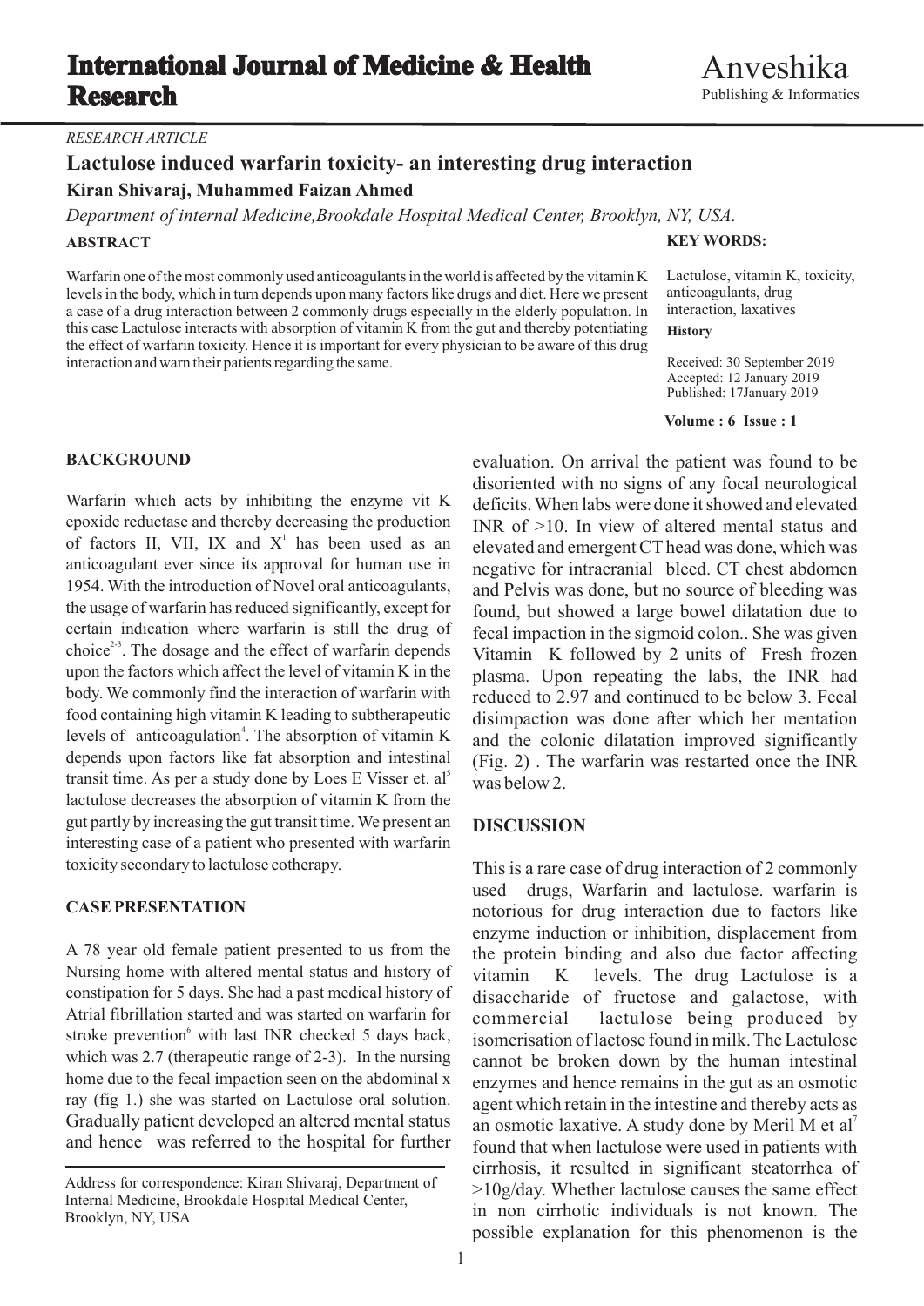# International Journal of Medicine & Health Research

Anveshika
Publishing & Informatics

*RESEARCH ARTICLE*

## Lactulose induced warfarin toxicity- an interesting drug interaction

**Kiran Shivaraj, Muhammed Faizan Ahmed**

*Department of internal Medicine,Brookdale Hospital Medical Center, Brooklyn, NY, USA.*

**ABSTRACT**

Warfarin one of the most commonly used anticoagulants in the world is affected by the vitamin K levels in the body, which in turn depends upon many factors like drugs and diet. Here we present a case of a drug interaction between 2 commonly drugs especially in the elderly population. In this case Lactulose interacts with absorption of vitamin K from the gut and thereby potentiating the effect of warfarin toxicity. Hence it is important for every physician to be aware of this drug interaction and warn their patients regarding the same.

**KEY WORDS:**

Lactulose, vitamin K, toxicity, anticoagulants, drug interaction, laxatives

**History**

Received: 30 September 2019
Accepted: 12 January 2019
Published: 17January 2019

**Volume : 6 Issue : 1**

### BACKGROUND

Warfarin which acts by inhibiting the enzyme vit K epoxide reductase and thereby decreasing the production of factors II, VII, IX and X[1] has been used as an anticoagulant ever since its approval for human use in 1954. With the introduction of Novel oral anticoagulants, the usage of warfarin has reduced significantly, except for certain indication where warfarin is still the drug of choice[2-3]. The dosage and the effect of warfarin depends upon the factors which affect the level of vitamin K in the body. We commonly find the interaction of warfarin with food containing high vitamin K leading to subtherapeutic levels of anticoagulation[4]. The absorption of vitamin K depends upon factors like fat absorption and intestinal transit time. As per a study done by Loes E Visser et. al[5] lactulose decreases the absorption of vitamin K from the gut partly by increasing the gut transit time. We present an interesting case of a patient who presented with warfarin toxicity secondary to lactulose cotherapy.

### CASE PRESENTATION

A 78 year old female patient presented to us from the Nursing home with altered mental status and history of constipation for 5 days. She had a past medical history of Atrial fibrillation started and was started on warfarin for stroke prevention[6] with last INR checked 5 days back, which was 2.7 (therapeutic range of 2-3). In the nursing home due to the fecal impaction seen on the abdominal x ray (fig 1.) she was started on Lactulose oral solution. Gradually patient developed an altered mental status and hence was referred to the hospital for further evaluation. On arrival the patient was found to be disoriented with no signs of any focal neurological deficits. When labs were done it showed and elevated INR of >10. In view of altered mental status and elevated and emergent CT head was done, which was negative for intracranial bleed. CT chest abdomen and Pelvis was done, but no source of bleeding was found, but showed a large bowel dilatation due to fecal impaction in the sigmoid colon.. She was given Vitamin K followed by 2 units of Fresh frozen plasma. Upon repeating the labs, the INR had reduced to 2.97 and continued to be below 3. Fecal disimpaction was done after which her mentation and the colonic dilatation improved significantly (Fig. 2) . The warfarin was restarted once the INR was below 2.

### DISCUSSION

This is a rare case of drug interaction of 2 commonly used drugs, Warfarin and lactulose. warfarin is notorious for drug interaction due to factors like enzyme induction or inhibition, displacement from the protein binding and also due factor affecting vitamin K levels. The drug Lactulose is a disaccharide of fructose and galactose, with commercial lactulose being produced by isomerisation of lactose found in milk. The Lactulose cannot be broken down by the human intestinal enzymes and hence remains in the gut as an osmotic agent which retain in the intestine and thereby acts as an osmotic laxative. A study done by Meril M et al[7] found that when lactulose were used in patients with cirrhosis, it resulted in significant steatorrhea of >10g/day. Whether lactulose causes the same effect in non cirrhotic individuals is not known. The possible explanation for this phenomenon is the

Address for correspondence: Kiran Shivaraj, Department of Internal Medicine, Brookdale Hospital Medical Center, Brooklyn, NY, USA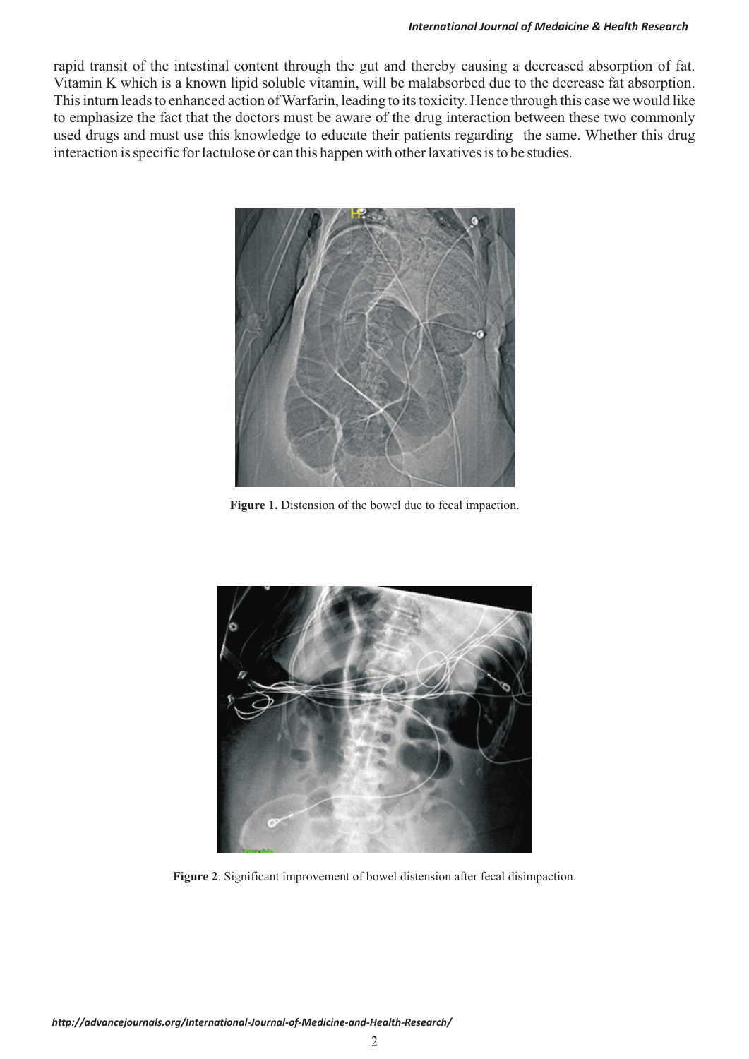rapid transit of the intestinal content through the gut and thereby causing a decreased absorption of fat. Vitamin K which is a known lipid soluble vitamin, will be malabsorbed due to the decrease fat absorption. This inturn leads to enhanced action of Warfarin, leading to its toxicity. Hence through this case we would like to emphasize the fact that the doctors must be aware of the drug interaction between these two commonly used drugs and must use this knowledge to educate their patients regarding the same. Whether this drug interaction is specific for lactulose or can this happen with other laxatives is to be studies.

**Figure 1.** Distension of the bowel due to fecal impaction.

**Figure 2**. Significant improvement of bowel distension after fecal disimpaction.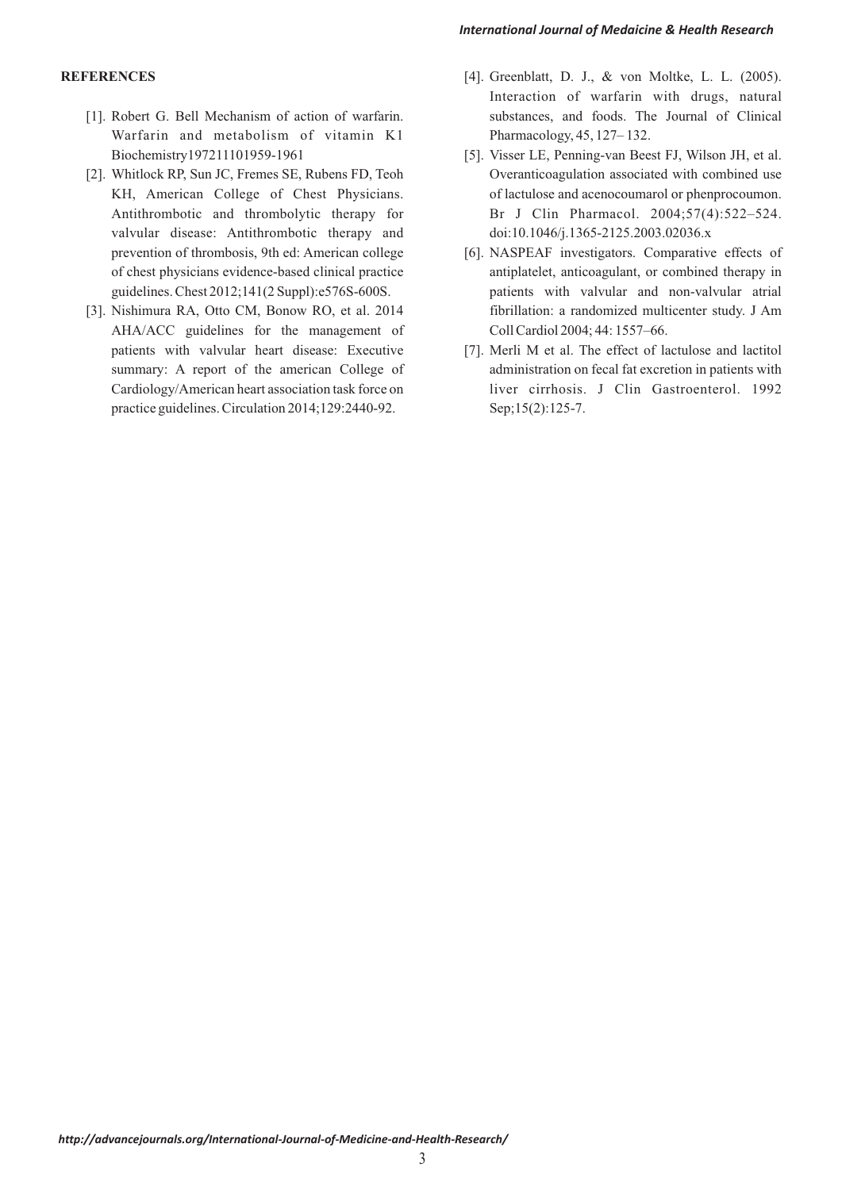## REFERENCES

[1]. Robert G. Bell Mechanism of action of warfarin. Warfarin and metabolism of vitamin K1 Biochemistry197211101959-1961

[2]. Whitlock RP, Sun JC, Fremes SE, Rubens FD, Teoh KH, American College of Chest Physicians. Antithrombotic and thrombolytic therapy for valvular disease: Antithrombotic therapy and prevention of thrombosis, 9th ed: American college of chest physicians evidence-based clinical practice guidelines. Chest 2012;141(2 Suppl):e576S-600S.

[3]. Nishimura RA, Otto CM, Bonow RO, et al. 2014 AHA/ACC guidelines for the management of patients with valvular heart disease: Executive summary: A report of the american College of Cardiology/American heart association task force on practice guidelines. Circulation 2014;129:2440-92.

[4]. Greenblatt, D. J., & von Moltke, L. L. (2005). Interaction of warfarin with drugs, natural substances, and foods. The Journal of Clinical Pharmacology, 45, 127– 132.

[5]. Visser LE, Penning-van Beest FJ, Wilson JH, et al. Overanticoagulation associated with combined use of lactulose and acenocoumarol or phenprocoumon. Br J Clin Pharmacol. 2004;57(4):522–524. doi:10.1046/j.1365-2125.2003.02036.x

[6]. NASPEAF investigators. Comparative effects of antiplatelet, anticoagulant, or combined therapy in patients with valvular and non-valvular atrial fibrillation: a randomized multicenter study. J Am Coll Cardiol 2004; 44: 1557–66.

[7]. Merli M et al. The effect of lactulose and lactitol administration on fecal fat excretion in patients with liver cirrhosis. J Clin Gastroenterol. 1992 Sep;15(2):125-7.